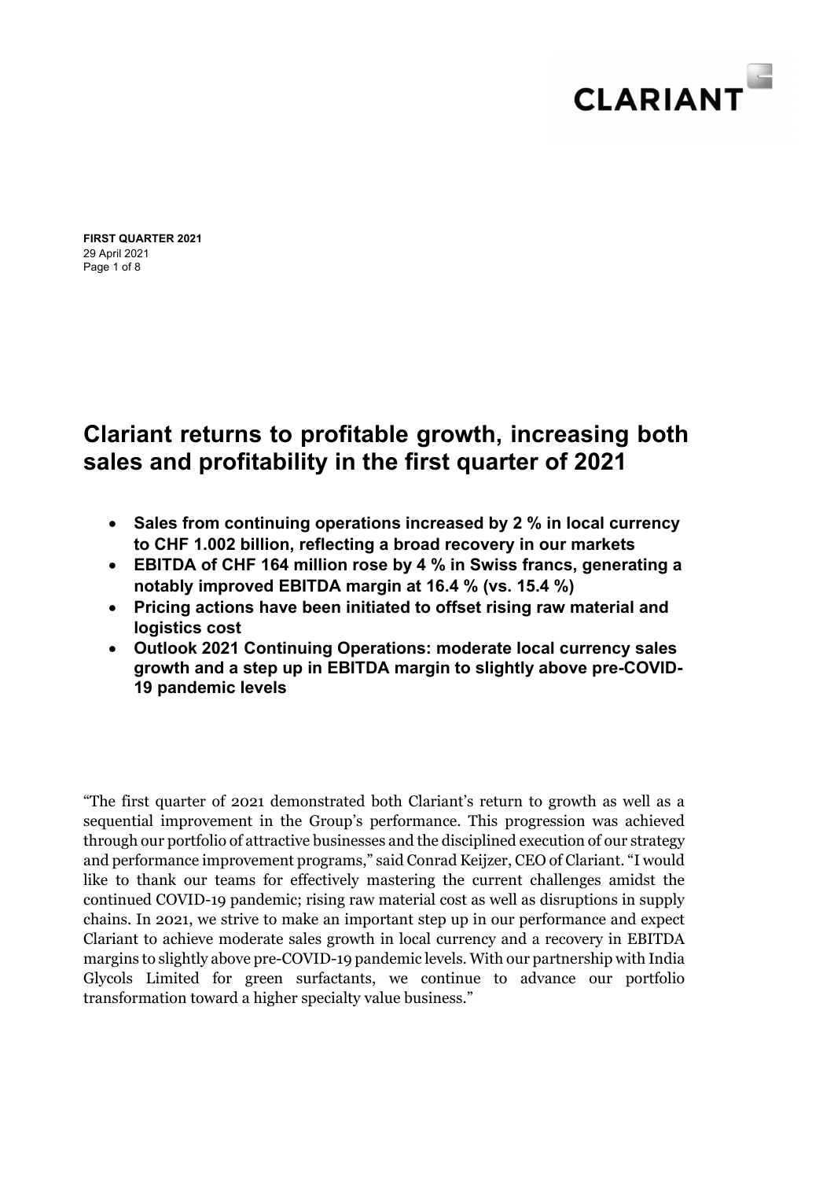**FIRST QUARTER 2021**
29 April 2021

# Clariant returns to profitable growth, increasing both sales and profitability in the first quarter of 2021

- **Sales from continuing operations increased by 2 % in local currency to CHF 1.002 billion, reflecting a broad recovery in our markets**
- **EBITDA of CHF 164 million rose by 4 % in Swiss francs, generating a notably improved EBITDA margin at 16.4 % (vs. 15.4 %)**
- **Pricing actions have been initiated to offset rising raw material and logistics cost**
- **Outlook 2021 Continuing Operations: moderate local currency sales growth and a step up in EBITDA margin to slightly above pre-COVID-19 pandemic levels**

"The first quarter of 2021 demonstrated both Clariant's return to growth as well as a sequential improvement in the Group's performance. This progression was achieved through our portfolio of attractive businesses and the disciplined execution of our strategy and performance improvement programs," said Conrad Keijzer, CEO of Clariant. "I would like to thank our teams for effectively mastering the current challenges amidst the continued COVID-19 pandemic; rising raw material cost as well as disruptions in supply chains. In 2021, we strive to make an important step up in our performance and expect Clariant to achieve moderate sales growth in local currency and a recovery in EBITDA margins to slightly above pre-COVID-19 pandemic levels. With our partnership with India Glycols Limited for green surfactants, we continue to advance our portfolio transformation toward a higher specialty value business."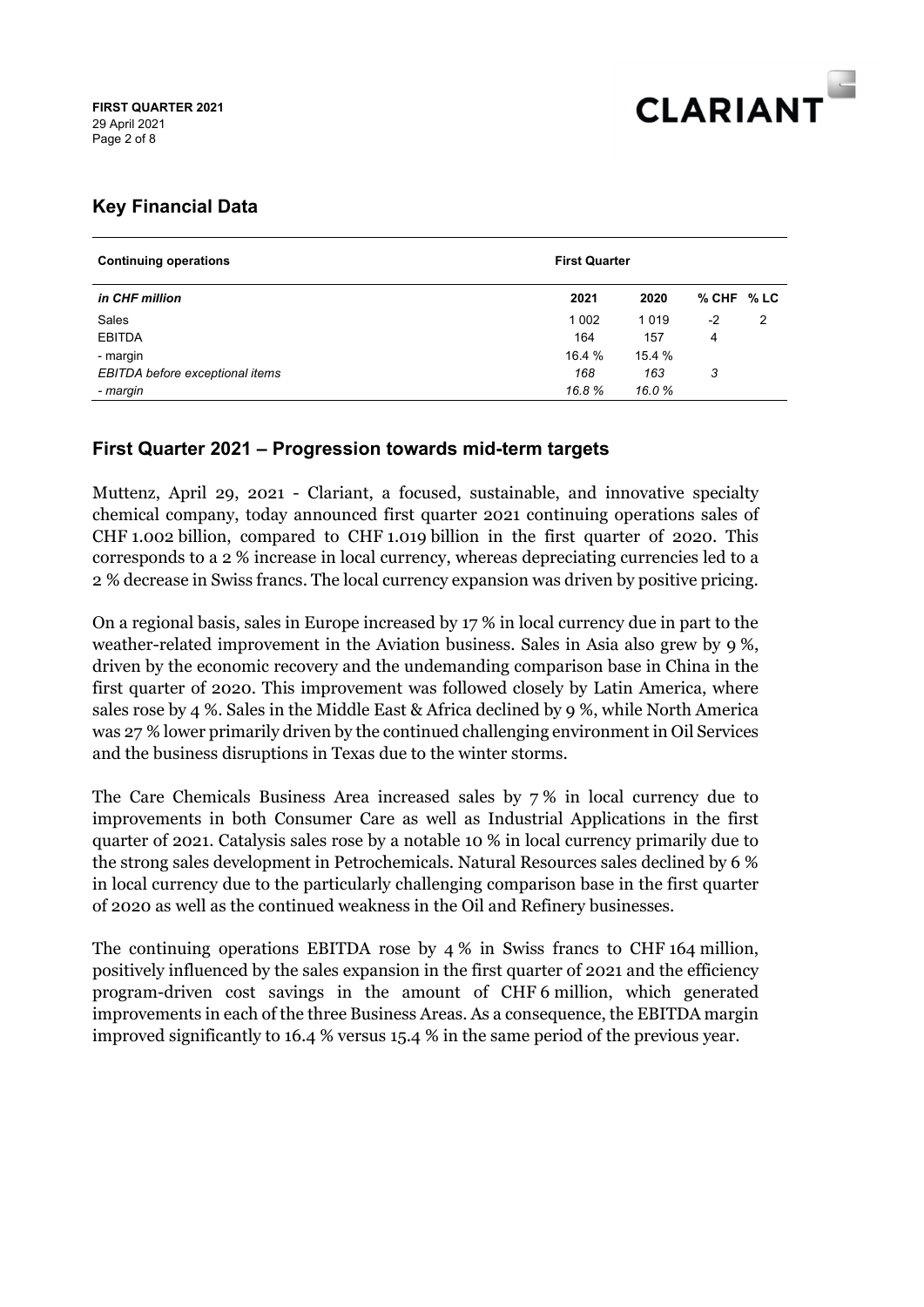## Key Financial Data

| Continuing operations | First Quarter | | | |
|---|---|---|---|---|
| *in CHF million* | 2021 | 2020 | % CHF | % LC |
| Sales | 1 002 | 1 019 | -2 | 2 |
| EBITDA | 164 | 157 | 4 | |
| - margin | 16.4 % | 15.4 % | | |
| *EBITDA before exceptional items* | *168* | *163* | *3* | |
| *- margin* | *16.8 %* | *16.0 %* | | |

## First Quarter 2021 – Progression towards mid-term targets

Muttenz, April 29, 2021 - Clariant, a focused, sustainable, and innovative specialty chemical company, today announced first quarter 2021 continuing operations sales of CHF 1.002 billion, compared to CHF 1.019 billion in the first quarter of 2020. This corresponds to a 2 % increase in local currency, whereas depreciating currencies led to a 2 % decrease in Swiss francs. The local currency expansion was driven by positive pricing.

On a regional basis, sales in Europe increased by 17 % in local currency due in part to the weather-related improvement in the Aviation business. Sales in Asia also grew by 9 %, driven by the economic recovery and the undemanding comparison base in China in the first quarter of 2020. This improvement was followed closely by Latin America, where sales rose by 4 %. Sales in the Middle East & Africa declined by 9 %, while North America was 27 % lower primarily driven by the continued challenging environment in Oil Services and the business disruptions in Texas due to the winter storms.

The Care Chemicals Business Area increased sales by 7 % in local currency due to improvements in both Consumer Care as well as Industrial Applications in the first quarter of 2021. Catalysis sales rose by a notable 10 % in local currency primarily due to the strong sales development in Petrochemicals. Natural Resources sales declined by 6 % in local currency due to the particularly challenging comparison base in the first quarter of 2020 as well as the continued weakness in the Oil and Refinery businesses.

The continuing operations EBITDA rose by 4 % in Swiss francs to CHF 164 million, positively influenced by the sales expansion in the first quarter of 2021 and the efficiency program-driven cost savings in the amount of CHF 6 million, which generated improvements in each of the three Business Areas. As a consequence, the EBITDA margin improved significantly to 16.4 % versus 15.4 % in the same period of the previous year.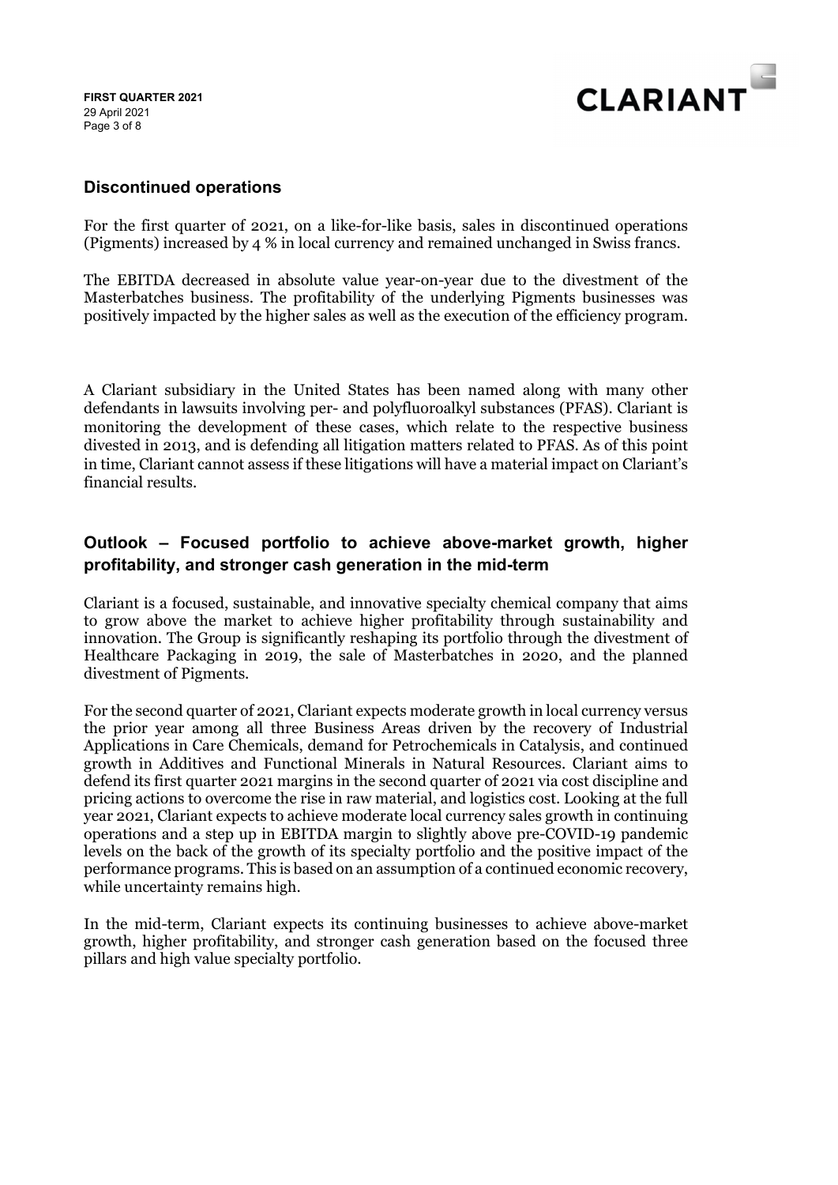## Discontinued operations

For the first quarter of 2021, on a like-for-like basis, sales in discontinued operations (Pigments) increased by 4 % in local currency and remained unchanged in Swiss francs.

The EBITDA decreased in absolute value year-on-year due to the divestment of the Masterbatches business. The profitability of the underlying Pigments businesses was positively impacted by the higher sales as well as the execution of the efficiency program.

A Clariant subsidiary in the United States has been named along with many other defendants in lawsuits involving per- and polyfluoroalkyl substances (PFAS). Clariant is monitoring the development of these cases, which relate to the respective business divested in 2013, and is defending all litigation matters related to PFAS. As of this point in time, Clariant cannot assess if these litigations will have a material impact on Clariant's financial results.

## Outlook – Focused portfolio to achieve above-market growth, higher profitability, and stronger cash generation in the mid-term

Clariant is a focused, sustainable, and innovative specialty chemical company that aims to grow above the market to achieve higher profitability through sustainability and innovation. The Group is significantly reshaping its portfolio through the divestment of Healthcare Packaging in 2019, the sale of Masterbatches in 2020, and the planned divestment of Pigments.

For the second quarter of 2021, Clariant expects moderate growth in local currency versus the prior year among all three Business Areas driven by the recovery of Industrial Applications in Care Chemicals, demand for Petrochemicals in Catalysis, and continued growth in Additives and Functional Minerals in Natural Resources. Clariant aims to defend its first quarter 2021 margins in the second quarter of 2021 via cost discipline and pricing actions to overcome the rise in raw material, and logistics cost. Looking at the full year 2021, Clariant expects to achieve moderate local currency sales growth in continuing operations and a step up in EBITDA margin to slightly above pre-COVID-19 pandemic levels on the back of the growth of its specialty portfolio and the positive impact of the performance programs. This is based on an assumption of a continued economic recovery, while uncertainty remains high.

In the mid-term, Clariant expects its continuing businesses to achieve above-market growth, higher profitability, and stronger cash generation based on the focused three pillars and high value specialty portfolio.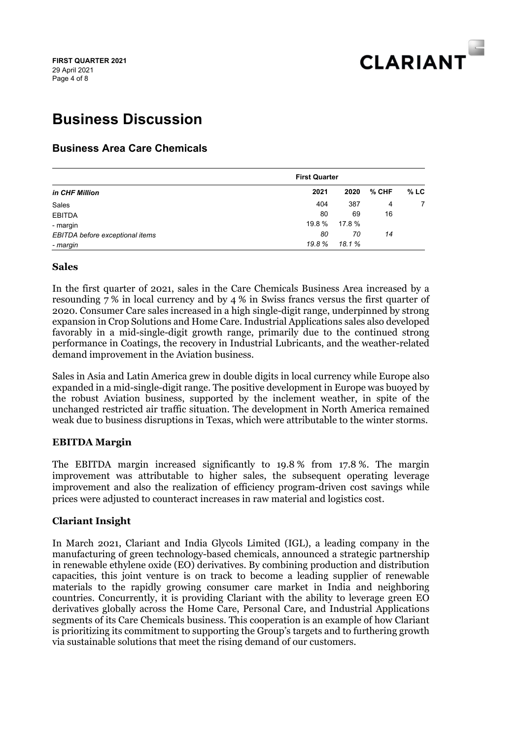# Business Discussion

## Business Area Care Chemicals

| | First Quarter | | | |
|---|---|---|---|---|
| *in CHF Million* | 2021 | 2020 | % CHF | % LC |
| Sales | 404 | 387 | 4 | 7 |
| EBITDA | 80 | 69 | 16 | |
| - margin | 19.8 % | 17.8 % | | |
| *EBITDA before exceptional items* | *80* | *70* | *14* | |
| *- margin* | *19.8 %* | *18.1 %* | | |

### Sales

In the first quarter of 2021, sales in the Care Chemicals Business Area increased by a resounding 7 % in local currency and by 4 % in Swiss francs versus the first quarter of 2020. Consumer Care sales increased in a high single-digit range, underpinned by strong expansion in Crop Solutions and Home Care. Industrial Applications sales also developed favorably in a mid-single-digit growth range, primarily due to the continued strong performance in Coatings, the recovery in Industrial Lubricants, and the weather-related demand improvement in the Aviation business.

Sales in Asia and Latin America grew in double digits in local currency while Europe also expanded in a mid-single-digit range. The positive development in Europe was buoyed by the robust Aviation business, supported by the inclement weather, in spite of the unchanged restricted air traffic situation. The development in North America remained weak due to business disruptions in Texas, which were attributable to the winter storms.

### EBITDA Margin

The EBITDA margin increased significantly to 19.8 % from 17.8 %. The margin improvement was attributable to higher sales, the subsequent operating leverage improvement and also the realization of efficiency program-driven cost savings while prices were adjusted to counteract increases in raw material and logistics cost.

### Clariant Insight

In March 2021, Clariant and India Glycols Limited (IGL), a leading company in the manufacturing of green technology-based chemicals, announced a strategic partnership in renewable ethylene oxide (EO) derivatives. By combining production and distribution capacities, this joint venture is on track to become a leading supplier of renewable materials to the rapidly growing consumer care market in India and neighboring countries. Concurrently, it is providing Clariant with the ability to leverage green EO derivatives globally across the Home Care, Personal Care, and Industrial Applications segments of its Care Chemicals business. This cooperation is an example of how Clariant is prioritizing its commitment to supporting the Group's targets and to furthering growth via sustainable solutions that meet the rising demand of our customers.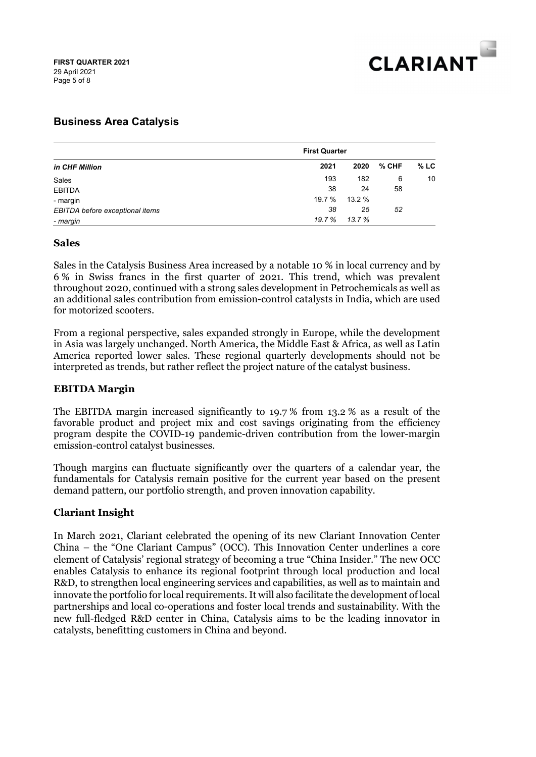## Business Area Catalysis

| in CHF Million | First Quarter 2021 | 2020 | % CHF | % LC |
|---|---|---|---|---|
| Sales | 193 | 182 | 6 | 10 |
| EBITDA | 38 | 24 | 58 | |
| - margin | 19.7 % | 13.2 % | | |
| *EBITDA before exceptional items* | *38* | *25* | *52* | |
| *- margin* | *19.7 %* | *13.7 %* | | |

### Sales

Sales in the Catalysis Business Area increased by a notable 10 % in local currency and by 6 % in Swiss francs in the first quarter of 2021. This trend, which was prevalent throughout 2020, continued with a strong sales development in Petrochemicals as well as an additional sales contribution from emission-control catalysts in India, which are used for motorized scooters.

From a regional perspective, sales expanded strongly in Europe, while the development in Asia was largely unchanged. North America, the Middle East & Africa, as well as Latin America reported lower sales. These regional quarterly developments should not be interpreted as trends, but rather reflect the project nature of the catalyst business.

### EBITDA Margin

The EBITDA margin increased significantly to 19.7 % from 13.2 % as a result of the favorable product and project mix and cost savings originating from the efficiency program despite the COVID-19 pandemic-driven contribution from the lower-margin emission-control catalyst businesses.

Though margins can fluctuate significantly over the quarters of a calendar year, the fundamentals for Catalysis remain positive for the current year based on the present demand pattern, our portfolio strength, and proven innovation capability.

### Clariant Insight

In March 2021, Clariant celebrated the opening of its new Clariant Innovation Center China – the "One Clariant Campus" (OCC). This Innovation Center underlines a core element of Catalysis' regional strategy of becoming a true "China Insider." The new OCC enables Catalysis to enhance its regional footprint through local production and local R&D, to strengthen local engineering services and capabilities, as well as to maintain and innovate the portfolio for local requirements. It will also facilitate the development of local partnerships and local co-operations and foster local trends and sustainability. With the new full-fledged R&D center in China, Catalysis aims to be the leading innovator in catalysts, benefitting customers in China and beyond.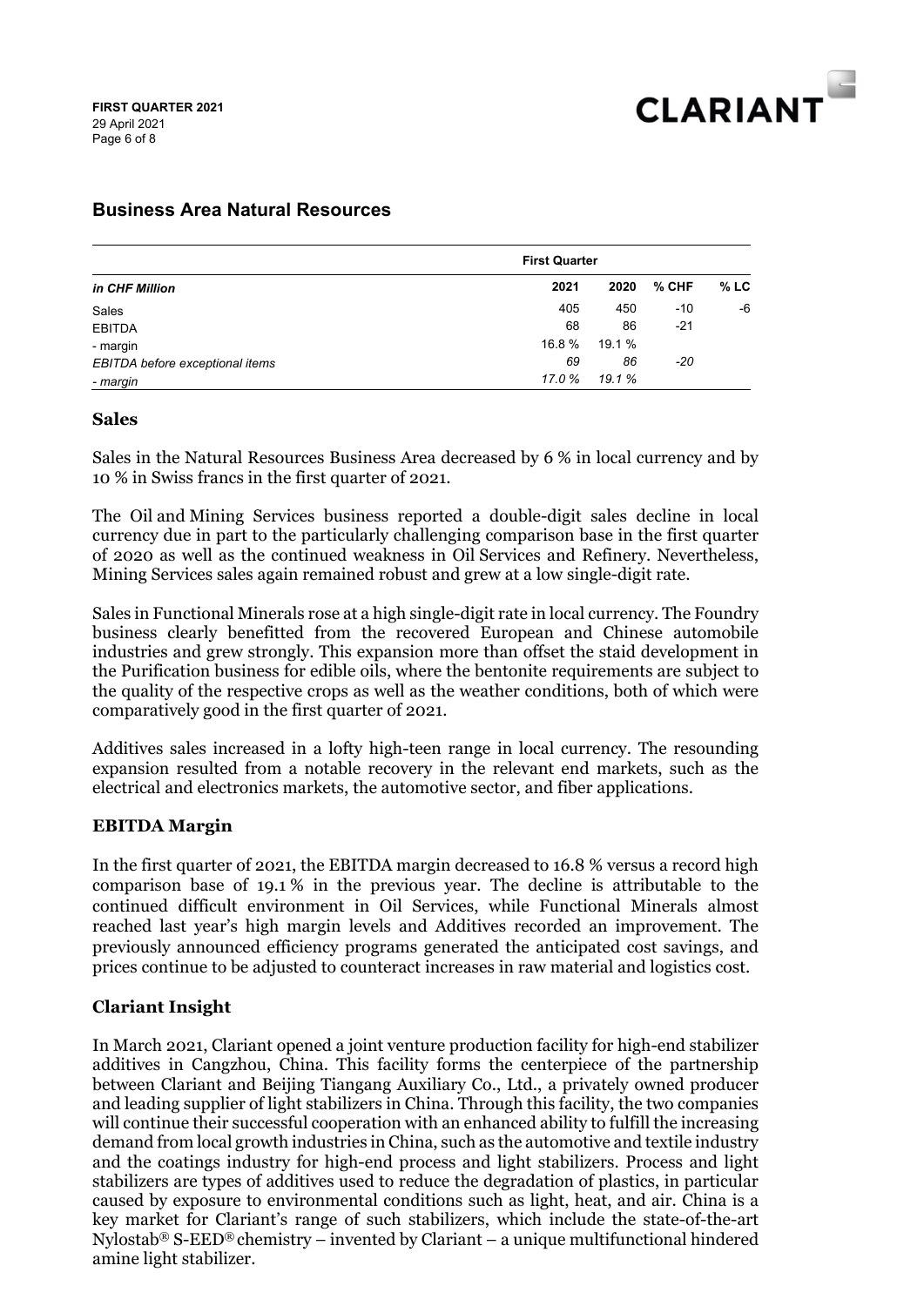## Business Area Natural Resources

| *in CHF Million* | First Quarter | | | |
|---|---|---|---|---|
| | **2021** | **2020** | **% CHF** | **% LC** |
| Sales | 405 | 450 | -10 | -6 |
| EBITDA | 68 | 86 | -21 | |
| - margin | 16.8 % | 19.1 % | | |
| *EBITDA before exceptional items* | *69* | *86* | *-20* | |
| *- margin* | *17.0 %* | *19.1 %* | | |

### Sales

Sales in the Natural Resources Business Area decreased by 6 % in local currency and by 10 % in Swiss francs in the first quarter of 2021.

The Oil and Mining Services business reported a double-digit sales decline in local currency due in part to the particularly challenging comparison base in the first quarter of 2020 as well as the continued weakness in Oil Services and Refinery. Nevertheless, Mining Services sales again remained robust and grew at a low single-digit rate.

Sales in Functional Minerals rose at a high single-digit rate in local currency. The Foundry business clearly benefitted from the recovered European and Chinese automobile industries and grew strongly. This expansion more than offset the staid development in the Purification business for edible oils, where the bentonite requirements are subject to the quality of the respective crops as well as the weather conditions, both of which were comparatively good in the first quarter of 2021.

Additives sales increased in a lofty high-teen range in local currency. The resounding expansion resulted from a notable recovery in the relevant end markets, such as the electrical and electronics markets, the automotive sector, and fiber applications.

### EBITDA Margin

In the first quarter of 2021, the EBITDA margin decreased to 16.8 % versus a record high comparison base of 19.1 % in the previous year. The decline is attributable to the continued difficult environment in Oil Services, while Functional Minerals almost reached last year's high margin levels and Additives recorded an improvement. The previously announced efficiency programs generated the anticipated cost savings, and prices continue to be adjusted to counteract increases in raw material and logistics cost.

### Clariant Insight

In March 2021, Clariant opened a joint venture production facility for high-end stabilizer additives in Cangzhou, China. This facility forms the centerpiece of the partnership between Clariant and Beijing Tiangang Auxiliary Co., Ltd., a privately owned producer and leading supplier of light stabilizers in China. Through this facility, the two companies will continue their successful cooperation with an enhanced ability to fulfill the increasing demand from local growth industries in China, such as the automotive and textile industry and the coatings industry for high-end process and light stabilizers. Process and light stabilizers are types of additives used to reduce the degradation of plastics, in particular caused by exposure to environmental conditions such as light, heat, and air. China is a key market for Clariant's range of such stabilizers, which include the state-of-the-art Nylostab® S-EED® chemistry – invented by Clariant – a unique multifunctional hindered amine light stabilizer.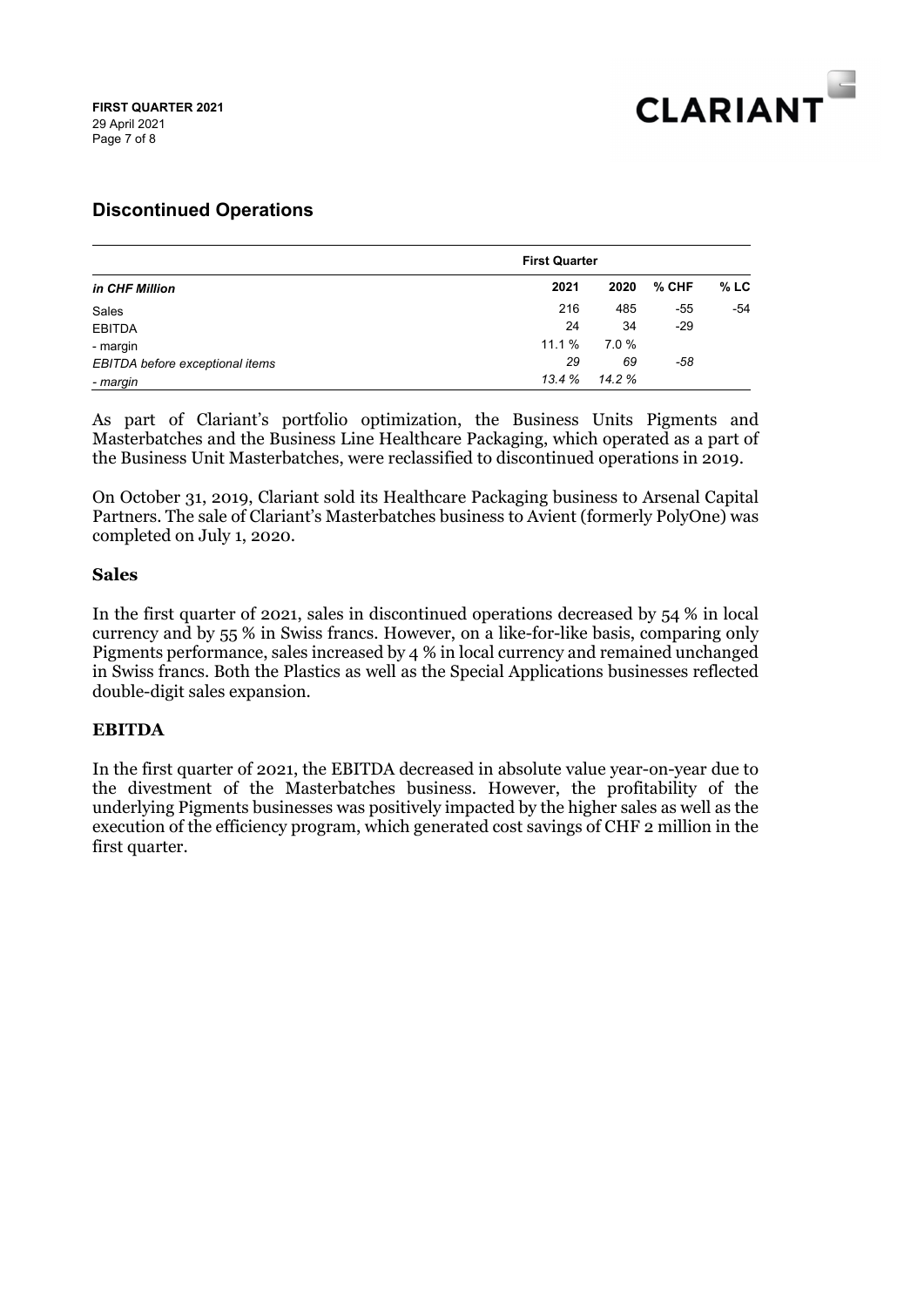## Discontinued Operations

| | First Quarter | | | |
|---|---|---|---|---|
| ***in CHF Million*** | **2021** | **2020** | **% CHF** | **% LC** |
| Sales | 216 | 485 | -55 | -54 |
| EBITDA | 24 | 34 | -29 | |
| - margin | 11.1 % | 7.0 % | | |
| *EBITDA before exceptional items* | *29* | *69* | *-58* | |
| *- margin* | *13.4 %* | *14.2 %* | | |

As part of Clariant's portfolio optimization, the Business Units Pigments and Masterbatches and the Business Line Healthcare Packaging, which operated as a part of the Business Unit Masterbatches, were reclassified to discontinued operations in 2019.

On October 31, 2019, Clariant sold its Healthcare Packaging business to Arsenal Capital Partners. The sale of Clariant's Masterbatches business to Avient (formerly PolyOne) was completed on July 1, 2020.

### Sales

In the first quarter of 2021, sales in discontinued operations decreased by 54 % in local currency and by 55 % in Swiss francs. However, on a like-for-like basis, comparing only Pigments performance, sales increased by 4 % in local currency and remained unchanged in Swiss francs. Both the Plastics as well as the Special Applications businesses reflected double-digit sales expansion.

### EBITDA

In the first quarter of 2021, the EBITDA decreased in absolute value year-on-year due to the divestment of the Masterbatches business. However, the profitability of the underlying Pigments businesses was positively impacted by the higher sales as well as the execution of the efficiency program, which generated cost savings of CHF 2 million in the first quarter.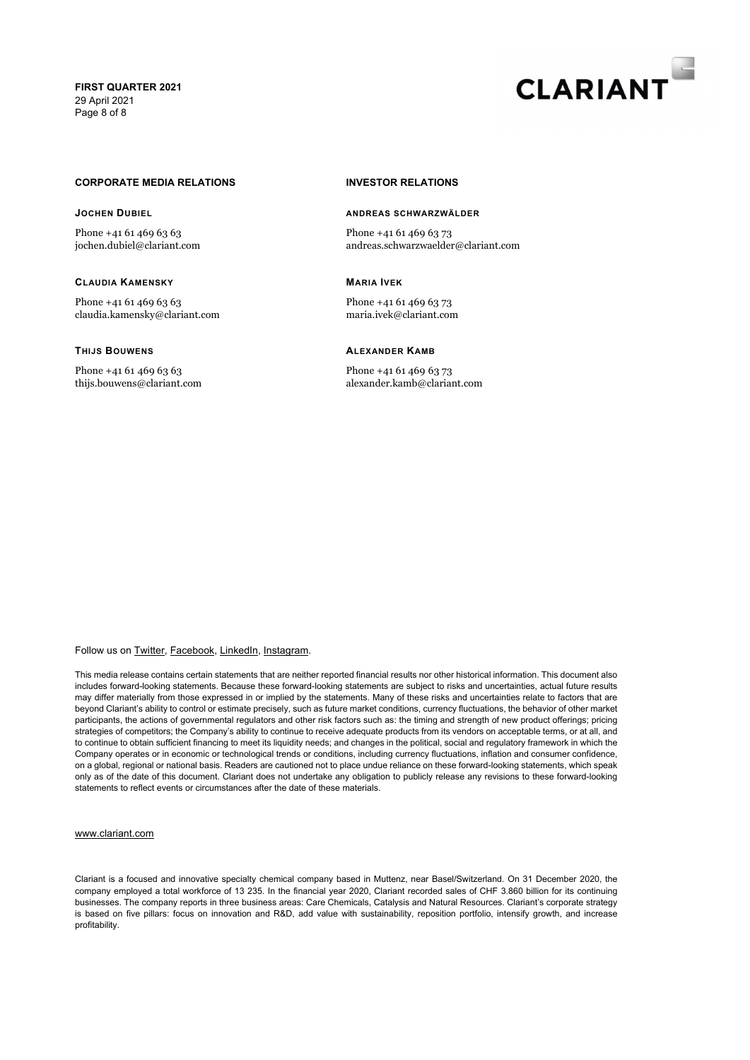## CORPORATE MEDIA RELATIONS

**JOCHEN DUBIEL**

Phone +41 61 469 63 63
jochen.dubiel@clariant.com

**CLAUDIA KAMENSKY**

Phone +41 61 469 63 63
claudia.kamensky@clariant.com

**THIJS BOUWENS**

Phone +41 61 469 63 63
thijs.bouwens@clariant.com

## INVESTOR RELATIONS

**ANDREAS SCHWARZWÄLDER**

Phone +41 61 469 63 73
andreas.schwarzwaelder@clariant.com

**MARIA IVEK**

Phone +41 61 469 63 73
maria.ivek@clariant.com

**ALEXANDER KAMB**

Phone +41 61 469 63 73
alexander.kamb@clariant.com

Follow us on Twitter, Facebook, LinkedIn, Instagram.

This media release contains certain statements that are neither reported financial results nor other historical information. This document also includes forward-looking statements. Because these forward-looking statements are subject to risks and uncertainties, actual future results may differ materially from those expressed in or implied by the statements. Many of these risks and uncertainties relate to factors that are beyond Clariant's ability to control or estimate precisely, such as future market conditions, currency fluctuations, the behavior of other market participants, the actions of governmental regulators and other risk factors such as: the timing and strength of new product offerings; pricing strategies of competitors; the Company's ability to continue to receive adequate products from its vendors on acceptable terms, or at all, and to continue to obtain sufficient financing to meet its liquidity needs; and changes in the political, social and regulatory framework in which the Company operates or in economic or technological trends or conditions, including currency fluctuations, inflation and consumer confidence, on a global, regional or national basis. Readers are cautioned not to place undue reliance on these forward-looking statements, which speak only as of the date of this document. Clariant does not undertake any obligation to publicly release any revisions to these forward-looking statements to reflect events or circumstances after the date of these materials.

www.clariant.com

Clariant is a focused and innovative specialty chemical company based in Muttenz, near Basel/Switzerland. On 31 December 2020, the company employed a total workforce of 13 235. In the financial year 2020, Clariant recorded sales of CHF 3.860 billion for its continuing businesses. The company reports in three business areas: Care Chemicals, Catalysis and Natural Resources. Clariant's corporate strategy is based on five pillars: focus on innovation and R&D, add value with sustainability, reposition portfolio, intensify growth, and increase profitability.